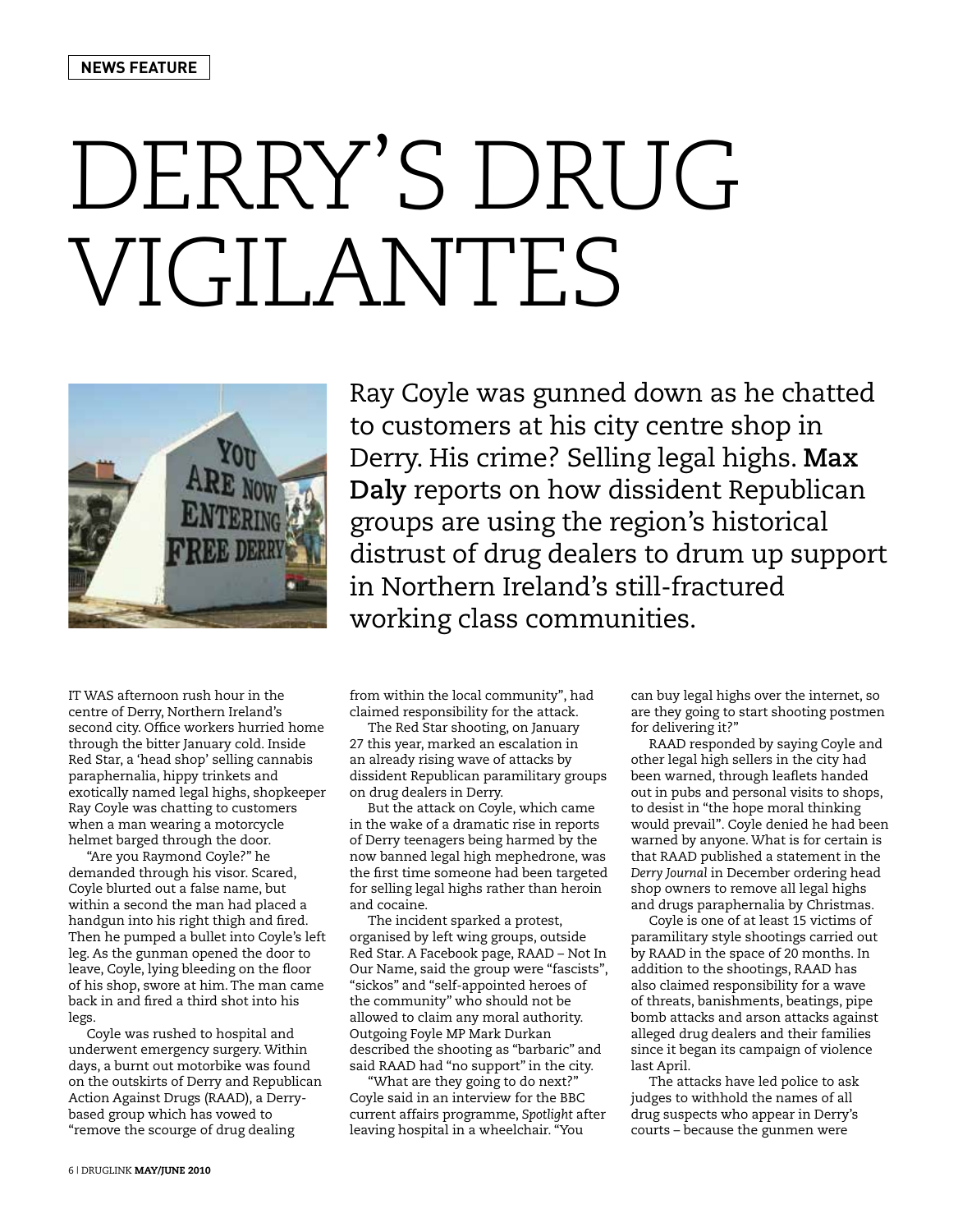NEWS FEATURE

# DERRY'S DRUG VIGILANTES

Ray Coyle was gunned down as he chatted to customers at his city centre shop in Derry. His crime? Selling legal highs. **Max Daly** reports on how dissident Republican groups are using the region's historical distrust of drug dealers to drum up support in Northern Ireland's still-fractured working class communities.

IT WAS afternoon rush hour in the centre of Derry, Northern Ireland's second city. Office workers hurried home through the bitter January cold. Inside Red Star, a 'head shop' selling cannabis paraphernalia, hippy trinkets and exotically named legal highs, shopkeeper Ray Coyle was chatting to customers when a man wearing a motorcycle helmet barged through the door.

"Are you Raymond Coyle?" he demanded through his visor. Scared, Coyle blurted out a false name, but within a second the man had placed a handgun into his right thigh and fired. Then he pumped a bullet into Coyle's left leg. As the gunman opened the door to leave, Coyle, lying bleeding on the floor of his shop, swore at him. The man came back in and fired a third shot into his legs.

Coyle was rushed to hospital and underwent emergency surgery. Within days, a burnt out motorbike was found on the outskirts of Derry and Republican Action Against Drugs (RAAD), a Derry-based group which has vowed to "remove the scourge of drug dealing from within the local community", had claimed responsibility for the attack.

The Red Star shooting, on January 27 this year, marked an escalation in an already rising wave of attacks by dissident Republican paramilitary groups on drug dealers in Derry.

But the attack on Coyle, which came in the wake of a dramatic rise in reports of Derry teenagers being harmed by the now banned legal high mephedrone, was the first time someone had been targeted for selling legal highs rather than heroin and cocaine.

The incident sparked a protest, organised by left wing groups, outside Red Star. A Facebook page, RAAD – Not In Our Name, said the group were "fascists", "sickos" and "self-appointed heroes of the community" who should not be allowed to claim any moral authority. Outgoing Foyle MP Mark Durkan described the shooting as "barbaric" and said RAAD had "no support" in the city.

"What are they going to do next?" Coyle said in an interview for the BBC current affairs programme, *Spotlight* after leaving hospital in a wheelchair. "You can buy legal highs over the internet, so are they going to start shooting postmen for delivering it?"

RAAD responded by saying Coyle and other legal high sellers in the city had been warned, through leaflets handed out in pubs and personal visits to shops, to desist in "the hope moral thinking would prevail". Coyle denied he had been warned by anyone. What is for certain is that RAAD published a statement in the *Derry Journal* in December ordering head shop owners to remove all legal highs and drugs paraphernalia by Christmas.

Coyle is one of at least 15 victims of paramilitary style shootings carried out by RAAD in the space of 20 months. In addition to the shootings, RAAD has also claimed responsibility for a wave of threats, banishments, beatings, pipe bomb attacks and arson attacks against alleged drug dealers and their families since it began its campaign of violence last April.

The attacks have led police to ask judges to withhold the names of all drug suspects who appear in Derry's courts – because the gunmen were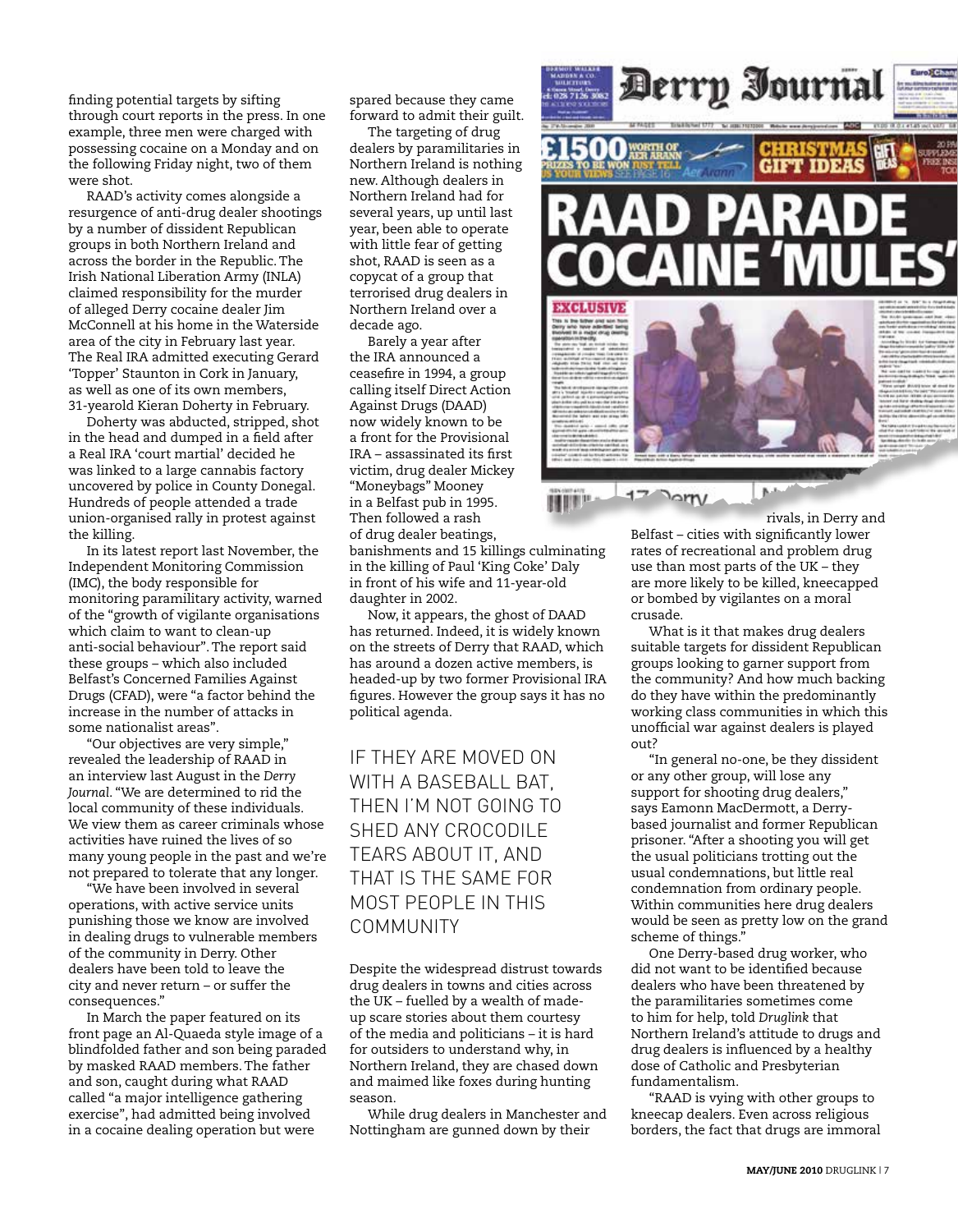finding potential targets by sifting through court reports in the press. In one example, three men were charged with possessing cocaine on a Monday and on the following Friday night, two of them were shot.

RAAD's activity comes alongside a resurgence of anti-drug dealer shootings by a number of dissident Republican groups in both Northern Ireland and across the border in the Republic. The Irish National Liberation Army (INLA) claimed responsibility for the murder of alleged Derry cocaine dealer Jim McConnell at his home in the Waterside area of the city in February last year. The Real IRA admitted executing Gerard 'Topper' Staunton in Cork in January, as well as one of its own members, 31-yearold Kieran Doherty in February.

Doherty was abducted, stripped, shot in the head and dumped in a field after a Real IRA 'court martial' decided he was linked to a large cannabis factory uncovered by police in County Donegal. Hundreds of people attended a trade union-organised rally in protest against the killing.

In its latest report last November, the Independent Monitoring Commission (IMC), the body responsible for monitoring paramilitary activity, warned of the "growth of vigilante organisations which claim to want to clean-up anti-social behaviour". The report said these groups – which also included Belfast's Concerned Families Against Drugs (CFAD), were "a factor behind the increase in the number of attacks in some nationalist areas".

"Our objectives are very simple," revealed the leadership of RAAD in an interview last August in the *Derry Journal*. "We are determined to rid the local community of these individuals. We view them as career criminals whose activities have ruined the lives of so many young people in the past and we're not prepared to tolerate that any longer.

"We have been involved in several operations, with active service units punishing those we know are involved in dealing drugs to vulnerable members of the community in Derry. Other dealers have been told to leave the city and never return – or suffer the consequences."

In March the paper featured on its front page an Al-Quaeda style image of a blindfolded father and son being paraded by masked RAAD members. The father and son, caught during what RAAD called "a major intelligence gathering exercise", had admitted being involved in a cocaine dealing operation but were spared because they came forward to admit their guilt.

The targeting of drug dealers by paramilitaries in Northern Ireland is nothing new. Although dealers in Northern Ireland had for several years, up until last year, been able to operate with little fear of getting shot, RAAD is seen as a copycat of a group that terrorised drug dealers in Northern Ireland over a decade ago.

Barely a year after the IRA announced a ceasefire in 1994, a group calling itself Direct Action Against Drugs (DAAD) now widely known to be a front for the Provisional IRA – assassinated its first victim, drug dealer Mickey "Moneybags" Mooney in a Belfast pub in 1995. Then followed a rash of drug dealer beatings, banishments and 15 killings culminating in the killing of Paul 'King Coke' Daly in front of his wife and 11-year-old daughter in 2002.

Now, it appears, the ghost of DAAD has returned. Indeed, it is widely known on the streets of Derry that RAAD, which has around a dozen active members, is headed-up by two former Provisional IRA figures. However the group says it has no political agenda.

> IF THEY ARE MOVED ON WITH A BASEBALL BAT, THEN I'M NOT GOING TO SHED ANY CROCODILE TEARS ABOUT IT, AND THAT IS THE SAME FOR MOST PEOPLE IN THIS COMMUNITY

Despite the widespread distrust towards drug dealers in towns and cities across the UK – fuelled by a wealth of made-up scare stories about them courtesy of the media and politicians – it is hard for outsiders to understand why, in Northern Ireland, they are chased down and maimed like foxes during hunting season.

While drug dealers in Manchester and Nottingham are gunned down by their rivals, in Derry and Belfast – cities with significantly lower rates of recreational and problem drug use than most parts of the UK – they are more likely to be killed, kneecapped or bombed by vigilantes on a moral crusade.

What is it that makes drug dealers suitable targets for dissident Republican groups looking to garner support from the community? And how much backing do they have within the predominantly working class communities in which this unofficial war against dealers is played out?

"In general no-one, be they dissident or any other group, will lose any support for shooting drug dealers," says Eamonn MacDermott, a Derry-based journalist and former Republican prisoner. "After a shooting you will get the usual politicians trotting out the usual condemnations, but little real condemnation from ordinary people. Within communities here drug dealers would be seen as pretty low on the grand scheme of things."

One Derry-based drug worker, who did not want to be identified because dealers who have been threatened by the paramilitaries sometimes come to him for help, told *Druglink* that Northern Ireland's attitude to drugs and drug dealers is influenced by a healthy dose of Catholic and Presbyterian fundamentalism.

"RAAD is vying with other groups to kneecap dealers. Even across religious borders, the fact that drugs are immoral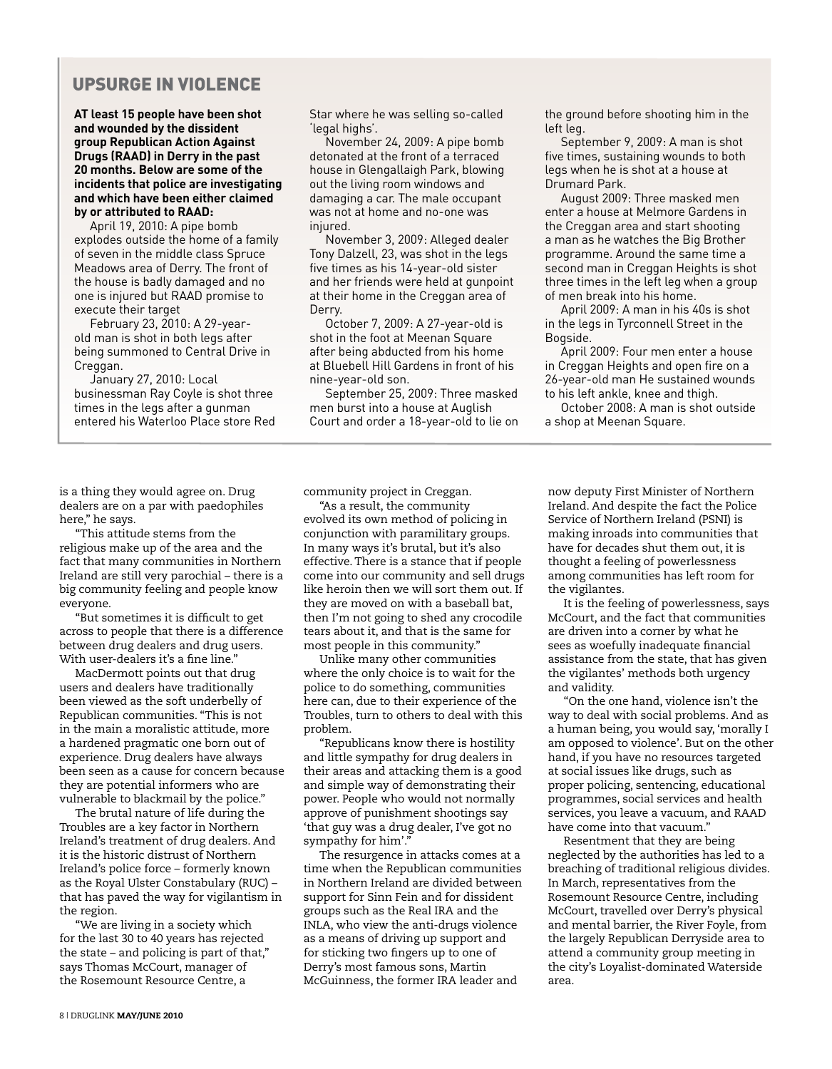## UPSURGE IN VIOLENCE

**AT least 15 people have been shot and wounded by the dissident group Republican Action Against Drugs (RAAD) in Derry in the past 20 months. Below are some of the incidents that police are investigating and which have been either claimed by or attributed to RAAD:**

April 19, 2010: A pipe bomb explodes outside the home of a family of seven in the middle class Spruce Meadows area of Derry. The front of the house is badly damaged and no one is injured but RAAD promise to execute their target

February 23, 2010: A 29-year-old man is shot in both legs after being summoned to Central Drive in Creggan.

January 27, 2010: Local businessman Ray Coyle is shot three times in the legs after a gunman entered his Waterloo Place store Red Star where he was selling so-called 'legal highs'.

November 24, 2009: A pipe bomb detonated at the front of a terraced house in Glengallaigh Park, blowing out the living room windows and damaging a car. The male occupant was not at home and no-one was injured.

November 3, 2009: Alleged dealer Tony Dalzell, 23, was shot in the legs five times as his 14-year-old sister and her friends were held at gunpoint at their home in the Creggan area of Derry.

October 7, 2009: A 27-year-old is shot in the foot at Meenan Square after being abducted from his home at Bluebell Hill Gardens in front of his nine-year-old son.

September 25, 2009: Three masked men burst into a house at Auglish Court and order a 18-year-old to lie on the ground before shooting him in the left leg.

September 9, 2009: A man is shot five times, sustaining wounds to both legs when he is shot at a house at Drumard Park.

August 2009: Three masked men enter a house at Melmore Gardens in the Creggan area and start shooting a man as he watches the Big Brother programme. Around the same time a second man in Creggan Heights is shot three times in the left leg when a group of men break into his home.

April 2009: A man in his 40s is shot in the legs in Tyrconnell Street in the Bogside.

April 2009: Four men enter a house in Creggan Heights and open fire on a 26-year-old man He sustained wounds to his left ankle, knee and thigh.

October 2008: A man is shot outside a shop at Meenan Square.

---

is a thing they would agree on. Drug dealers are on a par with paedophiles here," he says.

"This attitude stems from the religious make up of the area and the fact that many communities in Northern Ireland are still very parochial – there is a big community feeling and people know everyone.

"But sometimes it is difficult to get across to people that there is a difference between drug dealers and drug users. With user-dealers it's a fine line."

MacDermott points out that drug users and dealers have traditionally been viewed as the soft underbelly of Republican communities. "This is not in the main a moralistic attitude, more a hardened pragmatic one born out of experience. Drug dealers have always been seen as a cause for concern because they are potential informers who are vulnerable to blackmail by the police."

The brutal nature of life during the Troubles are a key factor in Northern Ireland's treatment of drug dealers. And it is the historic distrust of Northern Ireland's police force – formerly known as the Royal Ulster Constabulary (RUC) – that has paved the way for vigilantism in the region.

"We are living in a society which for the last 30 to 40 years has rejected the state – and policing is part of that," says Thomas McCourt, manager of the Rosemount Resource Centre, a community project in Creggan.

"As a result, the community evolved its own method of policing in conjunction with paramilitary groups. In many ways it's brutal, but it's also effective. There is a stance that if people come into our community and sell drugs like heroin then we will sort them out. If they are moved on with a baseball bat, then I'm not going to shed any crocodile tears about it, and that is the same for most people in this community."

Unlike many other communities where the only choice is to wait for the police to do something, communities here can, due to their experience of the Troubles, turn to others to deal with this problem.

"Republicans know there is hostility and little sympathy for drug dealers in their areas and attacking them is a good and simple way of demonstrating their power. People who would not normally approve of punishment shootings say 'that guy was a drug dealer, I've got no sympathy for him'."

The resurgence in attacks comes at a time when the Republican communities in Northern Ireland are divided between support for Sinn Fein and for dissident groups such as the Real IRA and the INLA, who view the anti-drugs violence as a means of driving up support and for sticking two fingers up to one of Derry's most famous sons, Martin McGuinness, the former IRA leader and now deputy First Minister of Northern Ireland. And despite the fact the Police Service of Northern Ireland (PSNI) is making inroads into communities that have for decades shut them out, it is thought a feeling of powerlessness among communities has left room for the vigilantes.

It is the feeling of powerlessness, says McCourt, and the fact that communities are driven into a corner by what he sees as woefully inadequate financial assistance from the state, that has given the vigilantes' methods both urgency and validity.

"On the one hand, violence isn't the way to deal with social problems. And as a human being, you would say, 'morally I am opposed to violence'. But on the other hand, if you have no resources targeted at social issues like drugs, such as proper policing, sentencing, educational programmes, social services and health services, you leave a vacuum, and RAAD have come into that vacuum."

Resentment that they are being neglected by the authorities has led to a breaching of traditional religious divides. In March, representatives from the Rosemount Resource Centre, including McCourt, travelled over Derry's physical and mental barrier, the River Foyle, from the largely Republican Derryside area to attend a community group meeting in the city's Loyalist-dominated Waterside area.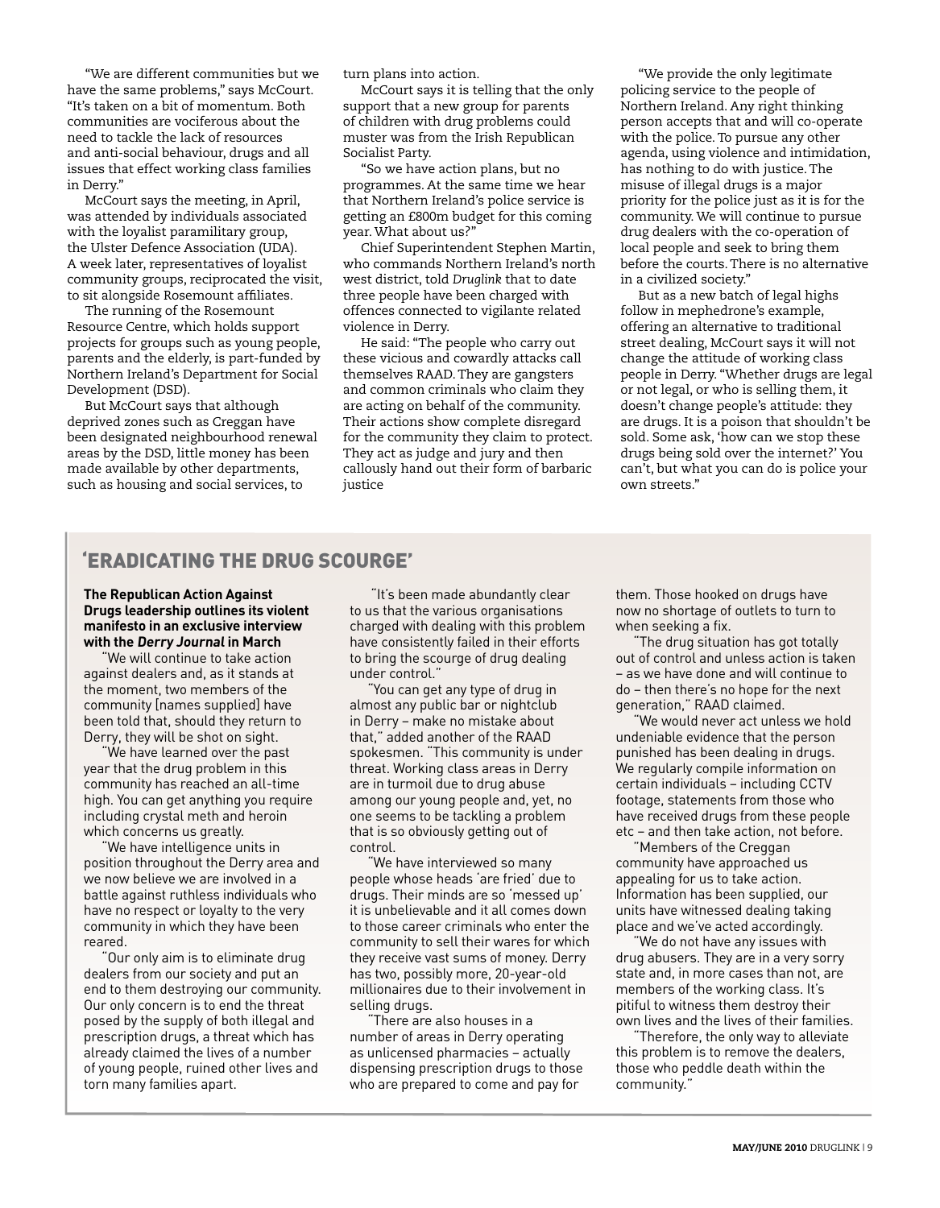"We are different communities but we have the same problems," says McCourt. "It's taken on a bit of momentum. Both communities are vociferous about the need to tackle the lack of resources and anti-social behaviour, drugs and all issues that effect working class families in Derry."

McCourt says the meeting, in April, was attended by individuals associated with the loyalist paramilitary group, the Ulster Defence Association (UDA). A week later, representatives of loyalist community groups, reciprocated the visit, to sit alongside Rosemount affiliates.

The running of the Rosemount Resource Centre, which holds support projects for groups such as young people, parents and the elderly, is part-funded by Northern Ireland's Department for Social Development (DSD).

But McCourt says that although deprived zones such as Creggan have been designated neighbourhood renewal areas by the DSD, little money has been made available by other departments, such as housing and social services, to turn plans into action.

McCourt says it is telling that the only support that a new group for parents of children with drug problems could muster was from the Irish Republican Socialist Party.

"So we have action plans, but no programmes. At the same time we hear that Northern Ireland's police service is getting an £800m budget for this coming year. What about us?"

Chief Superintendent Stephen Martin, who commands Northern Ireland's north west district, told *Druglink* that to date three people have been charged with offences connected to vigilante related violence in Derry.

He said: "The people who carry out these vicious and cowardly attacks call themselves RAAD. They are gangsters and common criminals who claim they are acting on behalf of the community. Their actions show complete disregard for the community they claim to protect. They act as judge and jury and then callously hand out their form of barbaric justice

"We provide the only legitimate policing service to the people of Northern Ireland. Any right thinking person accepts that and will co-operate with the police. To pursue any other agenda, using violence and intimidation, has nothing to do with justice. The misuse of illegal drugs is a major priority for the police just as it is for the community. We will continue to pursue drug dealers with the co-operation of local people and seek to bring them before the courts. There is no alternative in a civilized society."

But as a new batch of legal highs follow in mephedrone's example, offering an alternative to traditional street dealing, McCourt says it will not change the attitude of working class people in Derry. "Whether drugs are legal or not legal, or who is selling them, it doesn't change people's attitude: they are drugs. It is a poison that shouldn't be sold. Some ask, 'how can we stop these drugs being sold over the internet?' You can't, but what you can do is police your own streets."

## 'ERADICATING THE DRUG SCOURGE'

**The Republican Action Against Drugs leadership outlines its violent manifesto in an exclusive interview with the *Derry Journal* in March**

"We will continue to take action against dealers and, as it stands at the moment, two members of the community [names supplied] have been told that, should they return to Derry, they will be shot on sight.

"We have learned over the past year that the drug problem in this community has reached an all-time high. You can get anything you require including crystal meth and heroin which concerns us greatly.

"We have intelligence units in position throughout the Derry area and we now believe we are involved in a battle against ruthless individuals who have no respect or loyalty to the very community in which they have been reared.

"Our only aim is to eliminate drug dealers from our society and put an end to them destroying our community. Our only concern is to end the threat posed by the supply of both illegal and prescription drugs, a threat which has already claimed the lives of a number of young people, ruined other lives and torn many families apart.

"It's been made abundantly clear to us that the various organisations charged with dealing with this problem have consistently failed in their efforts to bring the scourge of drug dealing under control."

"You can get any type of drug in almost any public bar or nightclub in Derry – make no mistake about that," added another of the RAAD spokesmen. "This community is under threat. Working class areas in Derry are in turmoil due to drug abuse among our young people and, yet, no one seems to be tackling a problem that is so obviously getting out of control.

"We have interviewed so many people whose heads 'are fried' due to drugs. Their minds are so 'messed up' it is unbelievable and it all comes down to those career criminals who enter the community to sell their wares for which they receive vast sums of money. Derry has two, possibly more, 20-year-old millionaires due to their involvement in selling drugs.

"There are also houses in a number of areas in Derry operating as unlicensed pharmacies – actually dispensing prescription drugs to those who are prepared to come and pay for them. Those hooked on drugs have now no shortage of outlets to turn to when seeking a fix.

"The drug situation has got totally out of control and unless action is taken – as we have done and will continue to do – then there's no hope for the next generation," RAAD claimed.

"We would never act unless we hold undeniable evidence that the person punished has been dealing in drugs. We regularly compile information on certain individuals – including CCTV footage, statements from those who have received drugs from these people etc – and then take action, not before.

"Members of the Creggan community have approached us appealing for us to take action. Information has been supplied, our units have witnessed dealing taking place and we've acted accordingly.

"We do not have any issues with drug abusers. They are in a very sorry state and, in more cases than not, are members of the working class. It's pitiful to witness them destroy their own lives and the lives of their families.

"Therefore, the only way to alleviate this problem is to remove the dealers, those who peddle death within the community."